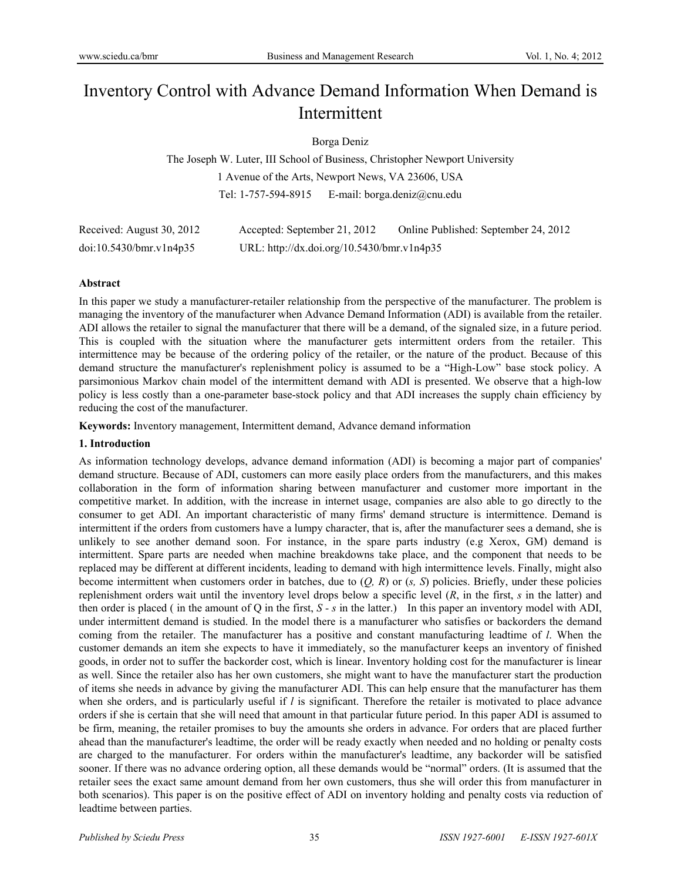# Inventory Control with Advance Demand Information When Demand is Intermittent

Borga Deniz

The Joseph W. Luter, III School of Business, Christopher Newport University

1 Avenue of the Arts, Newport News, VA 23606, USA

Tel: 1-757-594-8915 E-mail: borga.deniz@cnu.edu

Received: August 30, 2012 Accepted: September 21, 2012 Online Published: September 24, 2012

doi:10.5430/bmr.v1n4p35 URL: http://dx.doi.org/10.5430/bmr.v1n4p35

**Abstract**

In this paper we study a manufacturer-retailer relationship from the perspective of the manufacturer. The problem is managing the inventory of the manufacturer when Advance Demand Information (ADI) is available from the retailer. ADI allows the retailer to signal the manufacturer that there will be a demand, of the signaled size, in a future period. This is coupled with the situation where the manufacturer gets intermittent orders from the retailer. This intermittence may be because of the ordering policy of the retailer, or the nature of the product. Because of this demand structure the manufacturer's replenishment policy is assumed to be a "High-Low" base stock policy. A parsimonious Markov chain model of the intermittent demand with ADI is presented. We observe that a high-low policy is less costly than a one-parameter base-stock policy and that ADI increases the supply chain efficiency by reducing the cost of the manufacturer.

**Keywords:** Inventory management, Intermittent demand, Advance demand information

## 1. Introduction

As information technology develops, advance demand information (ADI) is becoming a major part of companies' demand structure. Because of ADI, customers can more easily place orders from the manufacturers, and this makes collaboration in the form of information sharing between manufacturer and customer more important in the competitive market. In addition, with the increase in internet usage, companies are also able to go directly to the consumer to get ADI. An important characteristic of many firms' demand structure is intermittence. Demand is intermittent if the orders from customers have a lumpy character, that is, after the manufacturer sees a demand, she is unlikely to see another demand soon. For instance, in the spare parts industry (e.g Xerox, GM) demand is intermittent. Spare parts are needed when machine breakdowns take place, and the component that needs to be replaced may be different at different incidents, leading to demand with high intermittence levels. Finally, might also become intermittent when customers order in batches, due to $(Q, R)$ or $(s, S)$ policies. Briefly, under these policies replenishment orders wait until the inventory level drops below a specific level ($R$, in the first, $s$ in the latter) and then order is placed ( in the amount of Q in the first, $S - s$ in the latter.) In this paper an inventory model with ADI, under intermittent demand is studied. In the model there is a manufacturer who satisfies or backorders the demand coming from the retailer. The manufacturer has a positive and constant manufacturing leadtime of $l$. When the customer demands an item she expects to have it immediately, so the manufacturer keeps an inventory of finished goods, in order not to suffer the backorder cost, which is linear. Inventory holding cost for the manufacturer is linear as well. Since the retailer also has her own customers, she might want to have the manufacturer start the production of items she needs in advance by giving the manufacturer ADI. This can help ensure that the manufacturer has them when she orders, and is particularly useful if $l$ is significant. Therefore the retailer is motivated to place advance orders if she is certain that she will need that amount in that particular future period. In this paper ADI is assumed to be firm, meaning, the retailer promises to buy the amounts she orders in advance. For orders that are placed further ahead than the manufacturer's leadtime, the order will be ready exactly when needed and no holding or penalty costs are charged to the manufacturer. For orders within the manufacturer's leadtime, any backorder will be satisfied sooner. If there was no advance ordering option, all these demands would be "normal" orders. (It is assumed that the retailer sees the exact same amount demand from her own customers, thus she will order this from manufacturer in both scenarios). This paper is on the positive effect of ADI on inventory holding and penalty costs via reduction of leadtime between parties.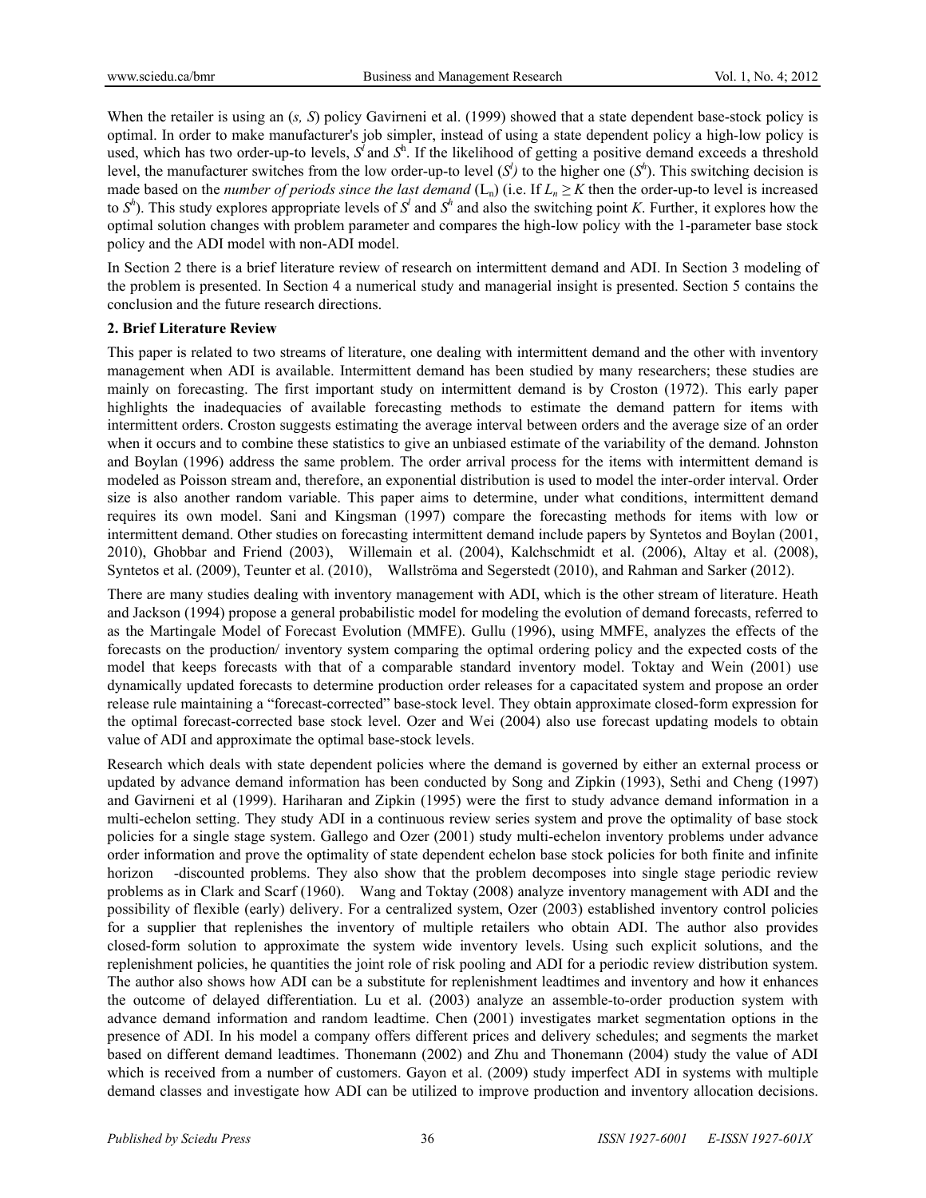When the retailer is using an (*s, S*) policy Gavirneni et al. (1999) showed that a state dependent base-stock policy is optimal. In order to make manufacturer's job simpler, instead of using a state dependent policy a high-low policy is used, which has two order-up-to levels, $S^l$ and $S^h$. If the likelihood of getting a positive demand exceeds a threshold level, the manufacturer switches from the low order-up-to level ($S^l$) to the higher one ($S^h$). This switching decision is made based on the *number of periods since the last demand* ($L_n$) (i.e. If $L_n \geq K$ then the order-up-to level is increased to $S^h$). This study explores appropriate levels of $S^l$ and $S^h$ and also the switching point *K*. Further, it explores how the optimal solution changes with problem parameter and compares the high-low policy with the 1-parameter base stock policy and the ADI model with non-ADI model.

In Section 2 there is a brief literature review of research on intermittent demand and ADI. In Section 3 modeling of the problem is presented. In Section 4 a numerical study and managerial insight is presented. Section 5 contains the conclusion and the future research directions.

## 2. Brief Literature Review

This paper is related to two streams of literature, one dealing with intermittent demand and the other with inventory management when ADI is available. Intermittent demand has been studied by many researchers; these studies are mainly on forecasting. The first important study on intermittent demand is by Croston (1972). This early paper highlights the inadequacies of available forecasting methods to estimate the demand pattern for items with intermittent orders. Croston suggests estimating the average interval between orders and the average size of an order when it occurs and to combine these statistics to give an unbiased estimate of the variability of the demand. Johnston and Boylan (1996) address the same problem. The order arrival process for the items with intermittent demand is modeled as Poisson stream and, therefore, an exponential distribution is used to model the inter-order interval. Order size is also another random variable. This paper aims to determine, under what conditions, intermittent demand requires its own model. Sani and Kingsman (1997) compare the forecasting methods for items with low or intermittent demand. Other studies on forecasting intermittent demand include papers by Syntetos and Boylan (2001, 2010), Ghobbar and Friend (2003), Willemain et al. (2004), Kalchschmidt et al. (2006), Altay et al. (2008), Syntetos et al. (2009), Teunter et al. (2010), Wallströma and Segerstedt (2010), and Rahman and Sarker (2012).

There are many studies dealing with inventory management with ADI, which is the other stream of literature. Heath and Jackson (1994) propose a general probabilistic model for modeling the evolution of demand forecasts, referred to as the Martingale Model of Forecast Evolution (MMFE). Gullu (1996), using MMFE, analyzes the effects of the forecasts on the production/ inventory system comparing the optimal ordering policy and the expected costs of the model that keeps forecasts with that of a comparable standard inventory model. Toktay and Wein (2001) use dynamically updated forecasts to determine production order releases for a capacitated system and propose an order release rule maintaining a "forecast-corrected" base-stock level. They obtain approximate closed-form expression for the optimal forecast-corrected base stock level. Ozer and Wei (2004) also use forecast updating models to obtain value of ADI and approximate the optimal base-stock levels.

Research which deals with state dependent policies where the demand is governed by either an external process or updated by advance demand information has been conducted by Song and Zipkin (1993), Sethi and Cheng (1997) and Gavirneni et al (1999). Hariharan and Zipkin (1995) were the first to study advance demand information in a multi-echelon setting. They study ADI in a continuous review series system and prove the optimality of base stock policies for a single stage system. Gallego and Ozer (2001) study multi-echelon inventory problems under advance order information and prove the optimality of state dependent echelon base stock policies for both finite and infinite horizon -discounted problems. They also show that the problem decomposes into single stage periodic review problems as in Clark and Scarf (1960). Wang and Toktay (2008) analyze inventory management with ADI and the possibility of flexible (early) delivery. For a centralized system, Ozer (2003) established inventory control policies for a supplier that replenishes the inventory of multiple retailers who obtain ADI. The author also provides closed-form solution to approximate the system wide inventory levels. Using such explicit solutions, and the replenishment policies, he quantities the joint role of risk pooling and ADI for a periodic review distribution system. The author also shows how ADI can be a substitute for replenishment leadtimes and inventory and how it enhances the outcome of delayed differentiation. Lu et al. (2003) analyze an assemble-to-order production system with advance demand information and random leadtime. Chen (2001) investigates market segmentation options in the presence of ADI. In his model a company offers different prices and delivery schedules; and segments the market based on different demand leadtimes. Thonemann (2002) and Zhu and Thonemann (2004) study the value of ADI which is received from a number of customers. Gayon et al. (2009) study imperfect ADI in systems with multiple demand classes and investigate how ADI can be utilized to improve production and inventory allocation decisions.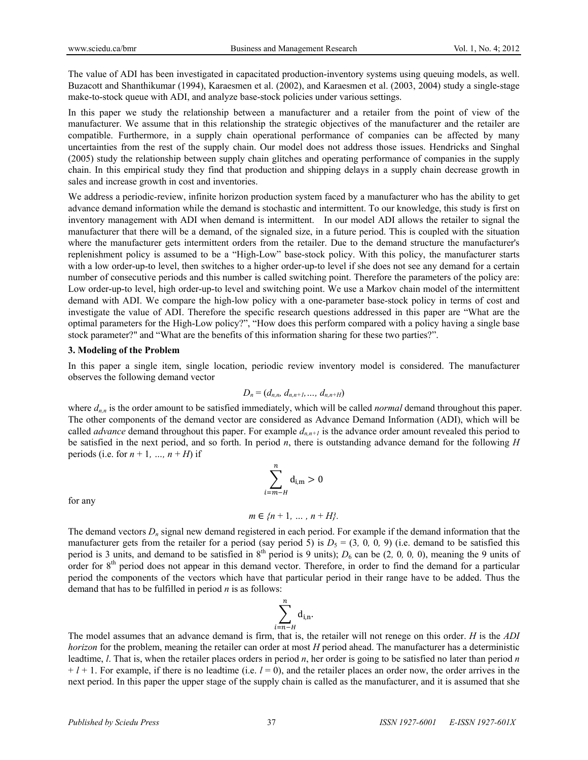The value of ADI has been investigated in capacitated production-inventory systems using queuing models, as well. Buzacott and Shanthikumar (1994), Karaesmen et al. (2002), and Karaesmen et al. (2003, 2004) study a single-stage make-to-stock queue with ADI, and analyze base-stock policies under various settings.

In this paper we study the relationship between a manufacturer and a retailer from the point of view of the manufacturer. We assume that in this relationship the strategic objectives of the manufacturer and the retailer are compatible. Furthermore, in a supply chain operational performance of companies can be affected by many uncertainties from the rest of the supply chain. Our model does not address those issues. Hendricks and Singhal (2005) study the relationship between supply chain glitches and operating performance of companies in the supply chain. In this empirical study they find that production and shipping delays in a supply chain decrease growth in sales and increase growth in cost and inventories.

We address a periodic-review, infinite horizon production system faced by a manufacturer who has the ability to get advance demand information while the demand is stochastic and intermittent. To our knowledge, this study is first on inventory management with ADI when demand is intermittent. In our model ADI allows the retailer to signal the manufacturer that there will be a demand, of the signaled size, in a future period. This is coupled with the situation where the manufacturer gets intermittent orders from the retailer. Due to the demand structure the manufacturer's replenishment policy is assumed to be a "High-Low" base-stock policy. With this policy, the manufacturer starts with a low order-up-to level, then switches to a higher order-up-to level if she does not see any demand for a certain number of consecutive periods and this number is called switching point. Therefore the parameters of the policy are: Low order-up-to level, high order-up-to level and switching point. We use a Markov chain model of the intermittent demand with ADI. We compare the high-low policy with a one-parameter base-stock policy in terms of cost and investigate the value of ADI. Therefore the specific research questions addressed in this paper are "What are the optimal parameters for the High-Low policy?", "How does this perform compared with a policy having a single base stock parameter?" and "What are the benefits of this information sharing for these two parties?".

## 3. Modeling of the Problem

In this paper a single item, single location, periodic review inventory model is considered. The manufacturer observes the following demand vector

$$D_n = (d_{n,n}, d_{n,n+1}, \ldots, d_{n,n+H})$$

where $d_{n,n}$ is the order amount to be satisfied immediately, which will be called *normal* demand throughout this paper. The other components of the demand vector are considered as Advance Demand Information (ADI), which will be called *advance* demand throughout this paper. For example $d_{n,n+1}$ is the advance order amount revealed this period to be satisfied in the next period, and so forth. In period $n$, there is outstanding advance demand for the following $H$ periods (i.e. for $n + 1, \ldots, n + H$) if

$$\sum_{i=m-H}^{n} d_{i,m} > 0$$

for any

$$m \in \{n + 1, \ldots, n + H\}.$$

The demand vectors $D_n$ signal new demand registered in each period. For example if the demand information that the manufacturer gets from the retailer for a period (say period 5) is $D_5 = (3, 0, 0, 9)$ (i.e. demand to be satisfied this period is 3 units, and demand to be satisfied in 8th period is 9 units); $D_6$ can be $(2, 0, 0, 0)$, meaning the 9 units of order for 8th period does not appear in this demand vector. Therefore, in order to find the demand for a particular period the components of the vectors which have that particular period in their range have to be added. Thus the demand that has to be fulfilled in period $n$ is as follows:

$$\sum_{i=n-H}^{n} d_{i,n}.$$

The model assumes that an advance demand is firm, that is, the retailer will not renege on this order. $H$ is the *ADI horizon* for the problem, meaning the retailer can order at most $H$ period ahead. The manufacturer has a deterministic leadtime, $l$. That is, when the retailer places orders in period $n$, her order is going to be satisfied no later than period $n + l + 1$. For example, if there is no leadtime (i.e. $l = 0$), and the retailer places an order now, the order arrives in the next period. In this paper the upper stage of the supply chain is called as the manufacturer, and it is assumed that she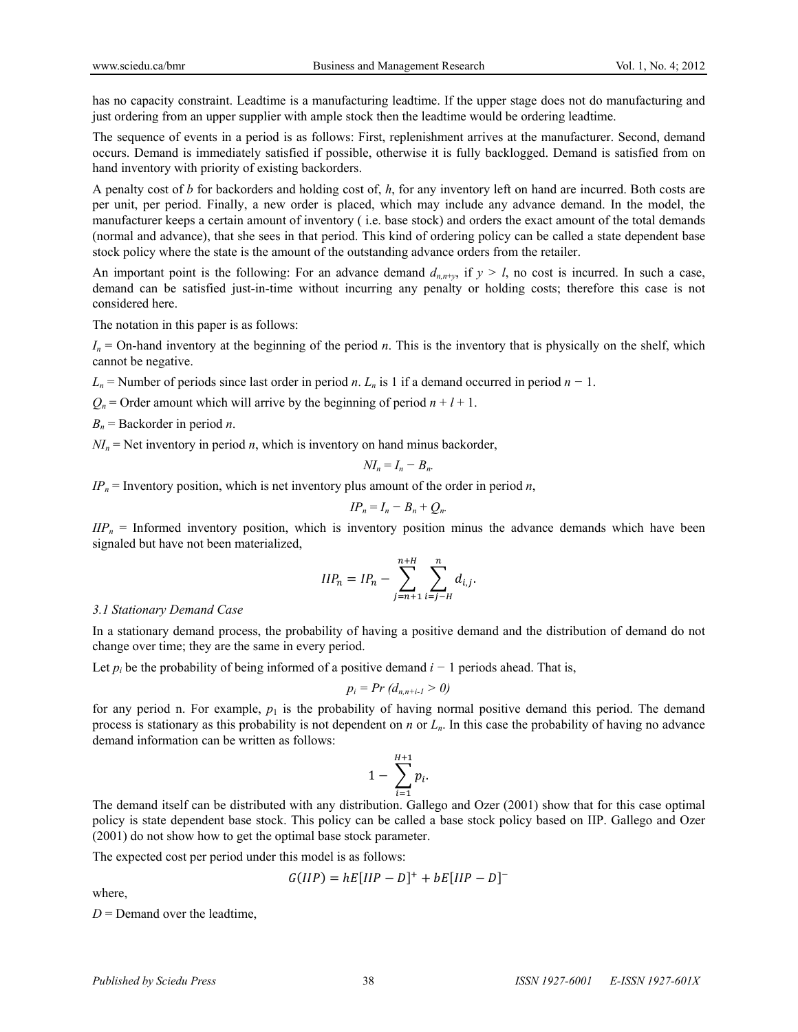has no capacity constraint. Leadtime is a manufacturing leadtime. If the upper stage does not do manufacturing and just ordering from an upper supplier with ample stock then the leadtime would be ordering leadtime.

The sequence of events in a period is as follows: First, replenishment arrives at the manufacturer. Second, demand occurs. Demand is immediately satisfied if possible, otherwise it is fully backlogged. Demand is satisfied from on hand inventory with priority of existing backorders.

A penalty cost of $b$ for backorders and holding cost of, $h$, for any inventory left on hand are incurred. Both costs are per unit, per period. Finally, a new order is placed, which may include any advance demand. In the model, the manufacturer keeps a certain amount of inventory ( i.e. base stock) and orders the exact amount of the total demands (normal and advance), that she sees in that period. This kind of ordering policy can be called a state dependent base stock policy where the state is the amount of the outstanding advance orders from the retailer.

An important point is the following: For an advance demand $d_{n,n+y}$, if $y > l$, no cost is incurred. In such a case, demand can be satisfied just-in-time without incurring any penalty or holding costs; therefore this case is not considered here.

The notation in this paper is as follows:

$I_n$ = On-hand inventory at the beginning of the period $n$. This is the inventory that is physically on the shelf, which cannot be negative.

$L_n$ = Number of periods since last order in period $n$. $L_n$ is 1 if a demand occurred in period $n - 1$.

$Q_n$ = Order amount which will arrive by the beginning of period $n + l + 1$.

$B_n$ = Backorder in period $n$.

$NI_n$ = Net inventory in period $n$, which is inventory on hand minus backorder,

$$NI_n = I_n - B_n.$$

$IP_n$ = Inventory position, which is net inventory plus amount of the order in period $n$,

$$IP_n = I_n - B_n + Q_n.$$

$IIP_n$ = Informed inventory position, which is inventory position minus the advance demands which have been signaled but have not been materialized,

$$IIP_n = IP_n - \sum_{j=n+1}^{n+H} \sum_{i=j-H}^{n} d_{i,j}.$$

*3.1 Stationary Demand Case*

In a stationary demand process, the probability of having a positive demand and the distribution of demand do not change over time; they are the same in every period.

Let $p_i$ be the probability of being informed of a positive demand $i - 1$ periods ahead. That is,

$$p_i = Pr\ (d_{n,n+i-1} > 0)$$

for any period n. For example, $p_1$ is the probability of having normal positive demand this period. The demand process is stationary as this probability is not dependent on $n$ or $L_n$. In this case the probability of having no advance demand information can be written as follows:

$$1 - \sum_{i=1}^{H+1} p_i.$$

The demand itself can be distributed with any distribution. Gallego and Ozer (2001) show that for this case optimal policy is state dependent base stock. This policy can be called a base stock policy based on IIP. Gallego and Ozer (2001) do not show how to get the optimal base stock parameter.

The expected cost per period under this model is as follows:

$$G(IIP) = hE[IIP - D]^{+} + bE[IIP - D]^{-}$$

where,

$D$ = Demand over the leadtime,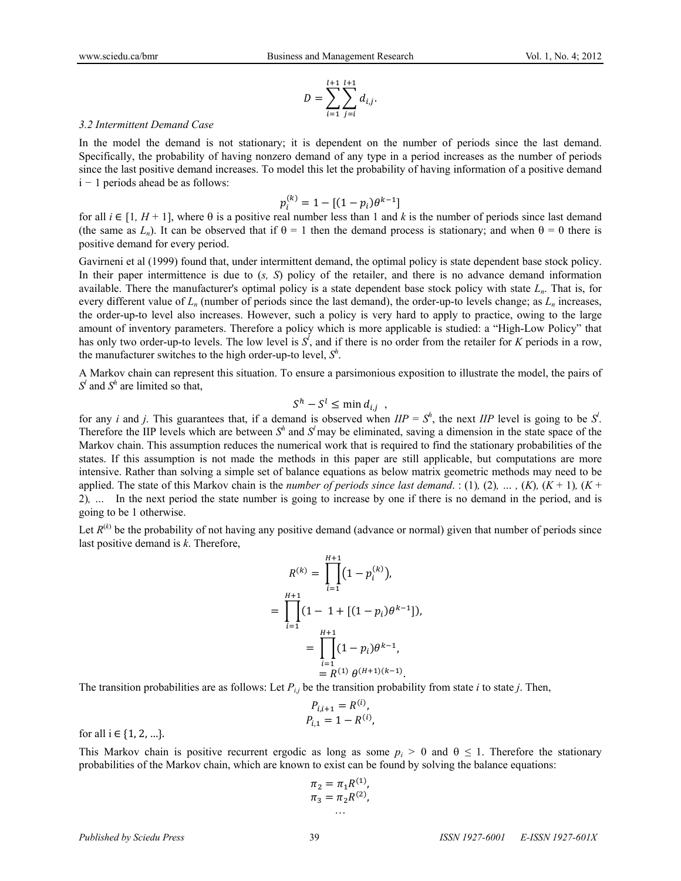$$D = \sum_{i=1}^{l+1} \sum_{j=i}^{l+1} d_{i,j}.$$

### *3.2 Intermittent Demand Case*

In the model the demand is not stationary; it is dependent on the number of periods since the last demand. Specifically, the probability of having nonzero demand of any type in a period increases as the number of periods since the last positive demand increases. To model this let the probability of having information of a positive demand $i - 1$ periods ahead be as follows:

$$p_i^{(k)} = 1 - [(1 - p_i)\theta^{k-1}]$$

for all $i \in [1, H + 1]$, where θ is a positive real number less than 1 and $k$ is the number of periods since last demand (the same as $L_n$). It can be observed that if θ = 1 then the demand process is stationary; and when θ = 0 there is positive demand for every period.

Gavirneni et al (1999) found that, under intermittent demand, the optimal policy is state dependent base stock policy. In their paper intermittence is due to (*s, S*) policy of the retailer, and there is no advance demand information available. There the manufacturer's optimal policy is a state dependent base stock policy with state $L_n$. That is, for every different value of $L_n$ (number of periods since the last demand), the order-up-to levels change; as $L_n$ increases, the order-up-to level also increases. However, such a policy is very hard to apply to practice, owing to the large amount of inventory parameters. Therefore a policy which is more applicable is studied: a "High-Low Policy" that has only two order-up-to levels. The low level is $S^l$, and if there is no order from the retailer for $K$ periods in a row, the manufacturer switches to the high order-up-to level, $S^h$.

A Markov chain can represent this situation. To ensure a parsimonious exposition to illustrate the model, the pairs of $S^l$ and $S^h$ are limited so that,

$$S^h - S^l \leq \min d_{i,j} \ ,$$

for any $i$ and $j$. This guarantees that, if a demand is observed when $IIP = S^h$, the next $IIP$ level is going to be $S^l$. Therefore the IIP levels which are between $S^h$ and $S^l$ may be eliminated, saving a dimension in the state space of the Markov chain. This assumption reduces the numerical work that is required to find the stationary probabilities of the states. If this assumption is not made the methods in this paper are still applicable, but computations are more intensive. Rather than solving a simple set of balance equations as below matrix geometric methods may need to be applied. The state of this Markov chain is the *number of periods since last demand*. : (1), (2), … , (*K*), (*K* + 1), (*K* + 2), … In the next period the state number is going to increase by one if there is no demand in the period, and is going to be 1 otherwise.

Let $R^{(k)}$ be the probability of not having any positive demand (advance or normal) given that number of periods since last positive demand is $k$. Therefore,

$$R^{(k)} = \prod_{i=1}^{H+1} \left(1 - p_i^{(k)}\right),$$

$$= \prod_{i=1}^{H+1} (1 - \ 1 + [(1 - p_i)\theta^{k-1}]),$$

$$= \prod_{i=1}^{H+1} (1 - p_i)\theta^{k-1},$$

$$= R^{(1)} \ \theta^{(H+1)(k-1)}.$$

The transition probabilities are as follows: Let $P_{i,j}$ be the transition probability from state $i$ to state $j$. Then,

$$P_{i,i+1} = R^{(i)},$$
$$P_{i,1} = 1 - R^{(i)},$$

for all $i \in \{1, 2, \ldots\}$.

This Markov chain is positive recurrent ergodic as long as some $p_i > 0$ and $\theta \leq 1$. Therefore the stationary probabilities of the Markov chain, which are known to exist can be found by solving the balance equations:

$$\pi_2 = \pi_1 R^{(1)},$$
$$\pi_3 = \pi_2 R^{(2)},$$
$$\ldots$$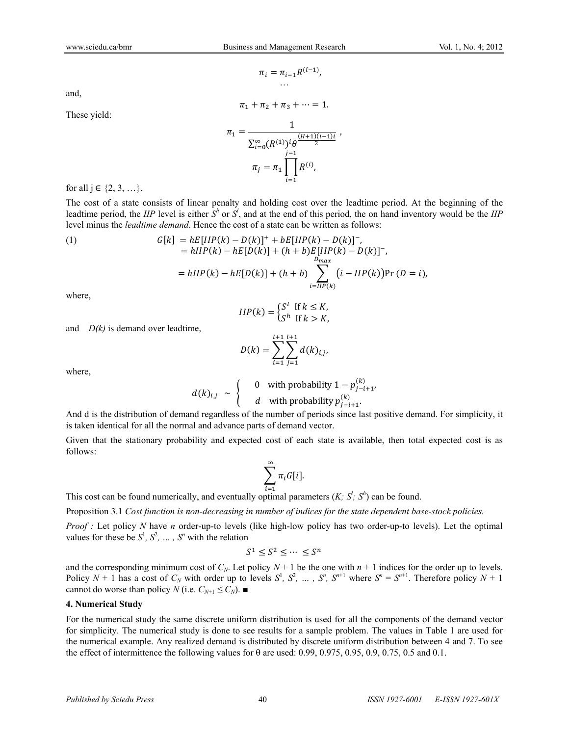$$\pi_i = \pi_{i-1} R^{(i-1)},$$

$$\ldots$$

and,

$$\pi_1 + \pi_2 + \pi_3 + \cdots = 1.$$

These yield:

$$\pi_1 = \frac{1}{\sum_{i=0}^{\infty} (R^{(1)})^i \theta^{\frac{(H+1)(i-1)i}{2}}},$$

$$\pi_j = \pi_1 \prod_{i=1}^{j-1} R^{(i)},$$

for all j ∈ {2, 3, …}.

The cost of a state consists of linear penalty and holding cost over the leadtime period. At the beginning of the leadtime period, the *IIP* level is either $S^h$ or $S^l$, and at the end of this period, the on hand inventory would be the *IIP* level minus the *leadtime demand*. Hence the cost of a state can be written as follows:

$$
\begin{aligned}
(1) \qquad G[k] &= hE[IIP(k) - D(k)]^+ + bE[IIP(k) - D(k)]^-, \\
&= hIIP(k) - hE[D(k)] + (h+b)E[IIP(k) - D(k)]^-, \\
&= hIIP(k) - hE[D(k)] + (h+b) \sum_{i=IIP(k)}^{D_{max}} \big(i - IIP(k)\big) \Pr(D = i),
\end{aligned}
$$

where,

$$IIP(k) = \begin{cases} S^l & \text{If } k \leq K, \\ S^h & \text{If } k > K, \end{cases}$$

and $D(k)$ is demand over leadtime,

$$D(k) = \sum_{i=1}^{l+1} \sum_{j=1}^{l+1} d(k)_{i,j},$$

where,

$$d(k)_{i,j} \sim \begin{cases} 0 & \text{with probability } 1 - p_{j-i+1}^{(k)}, \\ d & \text{with probability } p_{j-i+1}^{(k)}. \end{cases}$$

And d is the distribution of demand regardless of the number of periods since last positive demand. For simplicity, it is taken identical for all the normal and advance parts of demand vector.

Given that the stationary probability and expected cost of each state is available, then total expected cost is as follows:

$$\sum_{i=1}^{\infty} \pi_i G[i].$$

This cost can be found numerically, and eventually optimal parameters ($K; S^l; S^h$) can be found.

Proposition 3.1 *Cost function is non-decreasing in number of indices for the state dependent base-stock policies.*

*Proof :* Let policy $N$ have $n$ order-up-to levels (like high-low policy has two order-up-to levels). Let the optimal values for these be $S^1, S^2, \ldots, S^n$ with the relation

$$S^1 \leq S^2 \leq \cdots \leq S^n$$

and the corresponding minimum cost of $C_N$. Let policy $N + 1$ be the one with $n + 1$ indices for the order up to levels. Policy $N + 1$ has a cost of $C_N$ with order up to levels $S^1, S^2, \ldots, S^n, S^{n+1}$ where $S^n = S^{n+1}$. Therefore policy $N + 1$ cannot do worse than policy $N$ (i.e. $C_{N+1} \leq C_N$). ■

**4. Numerical Study**

For the numerical study the same discrete uniform distribution is used for all the components of the demand vector for simplicity. The numerical study is done to see results for a sample problem. The values in Table 1 are used for the numerical example. Any realized demand is distributed by discrete uniform distribution between 4 and 7. To see the effect of intermittence the following values for θ are used: 0.99, 0.975, 0.95, 0.9, 0.75, 0.5 and 0.1.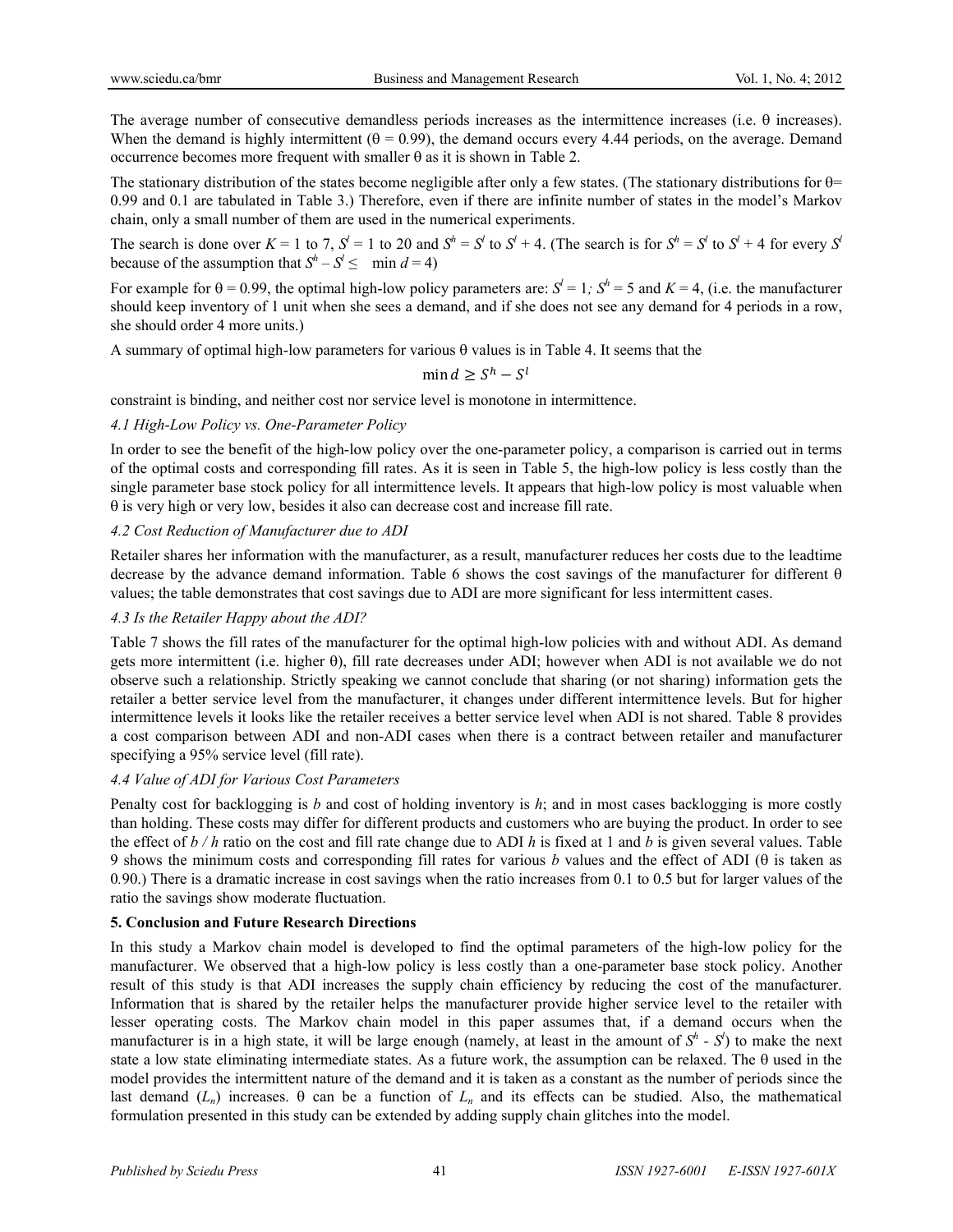The average number of consecutive demandless periods increases as the intermittence increases (i.e. θ increases). When the demand is highly intermittent (θ = 0.99), the demand occurs every 4.44 periods, on the average. Demand occurrence becomes more frequent with smaller θ as it is shown in Table 2.

The stationary distribution of the states become negligible after only a few states. (The stationary distributions for θ= 0.99 and 0.1 are tabulated in Table 3.) Therefore, even if there are infinite number of states in the model's Markov chain, only a small number of them are used in the numerical experiments.

The search is done over $K$ = 1 to 7, $S^l$ = 1 to 20 and $S^h = S^l$ to $S^l + 4$. (The search is for $S^h = S^l$ to $S^l + 4$ for every $S^l$ because of the assumption that $S^h - S^l \leq \min d = 4$)

For example for θ = 0.99, the optimal high-low policy parameters are: $S^l = 1$; $S^h = 5$ and $K = 4$, (i.e. the manufacturer should keep inventory of 1 unit when she sees a demand, and if she does not see any demand for 4 periods in a row, she should order 4 more units.)

A summary of optimal high-low parameters for various θ values is in Table 4. It seems that the

$$\min d \geq S^h - S^l$$

constraint is binding, and neither cost nor service level is monotone in intermittence.

#### *4.1 High-Low Policy vs. One-Parameter Policy*

In order to see the benefit of the high-low policy over the one-parameter policy, a comparison is carried out in terms of the optimal costs and corresponding fill rates. As it is seen in Table 5, the high-low policy is less costly than the single parameter base stock policy for all intermittence levels. It appears that high-low policy is most valuable when θ is very high or very low, besides it also can decrease cost and increase fill rate.

#### *4.2 Cost Reduction of Manufacturer due to ADI*

Retailer shares her information with the manufacturer, as a result, manufacturer reduces her costs due to the leadtime decrease by the advance demand information. Table 6 shows the cost savings of the manufacturer for different θ values; the table demonstrates that cost savings due to ADI are more significant for less intermittent cases.

#### *4.3 Is the Retailer Happy about the ADI?*

Table 7 shows the fill rates of the manufacturer for the optimal high-low policies with and without ADI. As demand gets more intermittent (i.e. higher θ), fill rate decreases under ADI; however when ADI is not available we do not observe such a relationship. Strictly speaking we cannot conclude that sharing (or not sharing) information gets the retailer a better service level from the manufacturer, it changes under different intermittence levels. But for higher intermittence levels it looks like the retailer receives a better service level when ADI is not shared. Table 8 provides a cost comparison between ADI and non-ADI cases when there is a contract between retailer and manufacturer specifying a 95% service level (fill rate).

#### *4.4 Value of ADI for Various Cost Parameters*

Penalty cost for backlogging is $b$ and cost of holding inventory is $h$; and in most cases backlogging is more costly than holding. These costs may differ for different products and customers who are buying the product. In order to see the effect of $b / h$ ratio on the cost and fill rate change due to ADI $h$ is fixed at 1 and $b$ is given several values. Table 9 shows the minimum costs and corresponding fill rates for various $b$ values and the effect of ADI (θ is taken as 0.90.) There is a dramatic increase in cost savings when the ratio increases from 0.1 to 0.5 but for larger values of the ratio the savings show moderate fluctuation.

### **5. Conclusion and Future Research Directions**

In this study a Markov chain model is developed to find the optimal parameters of the high-low policy for the manufacturer. We observed that a high-low policy is less costly than a one-parameter base stock policy. Another result of this study is that ADI increases the supply chain efficiency by reducing the cost of the manufacturer. Information that is shared by the retailer helps the manufacturer provide higher service level to the retailer with lesser operating costs. The Markov chain model in this paper assumes that, if a demand occurs when the manufacturer is in a high state, it will be large enough (namely, at least in the amount of $S^h - S^l$) to make the next state a low state eliminating intermediate states. As a future work, the assumption can be relaxed. The θ used in the model provides the intermittent nature of the demand and it is taken as a constant as the number of periods since the last demand ($L_n$) increases. θ can be a function of $L_n$ and its effects can be studied. Also, the mathematical formulation presented in this study can be extended by adding supply chain glitches into the model.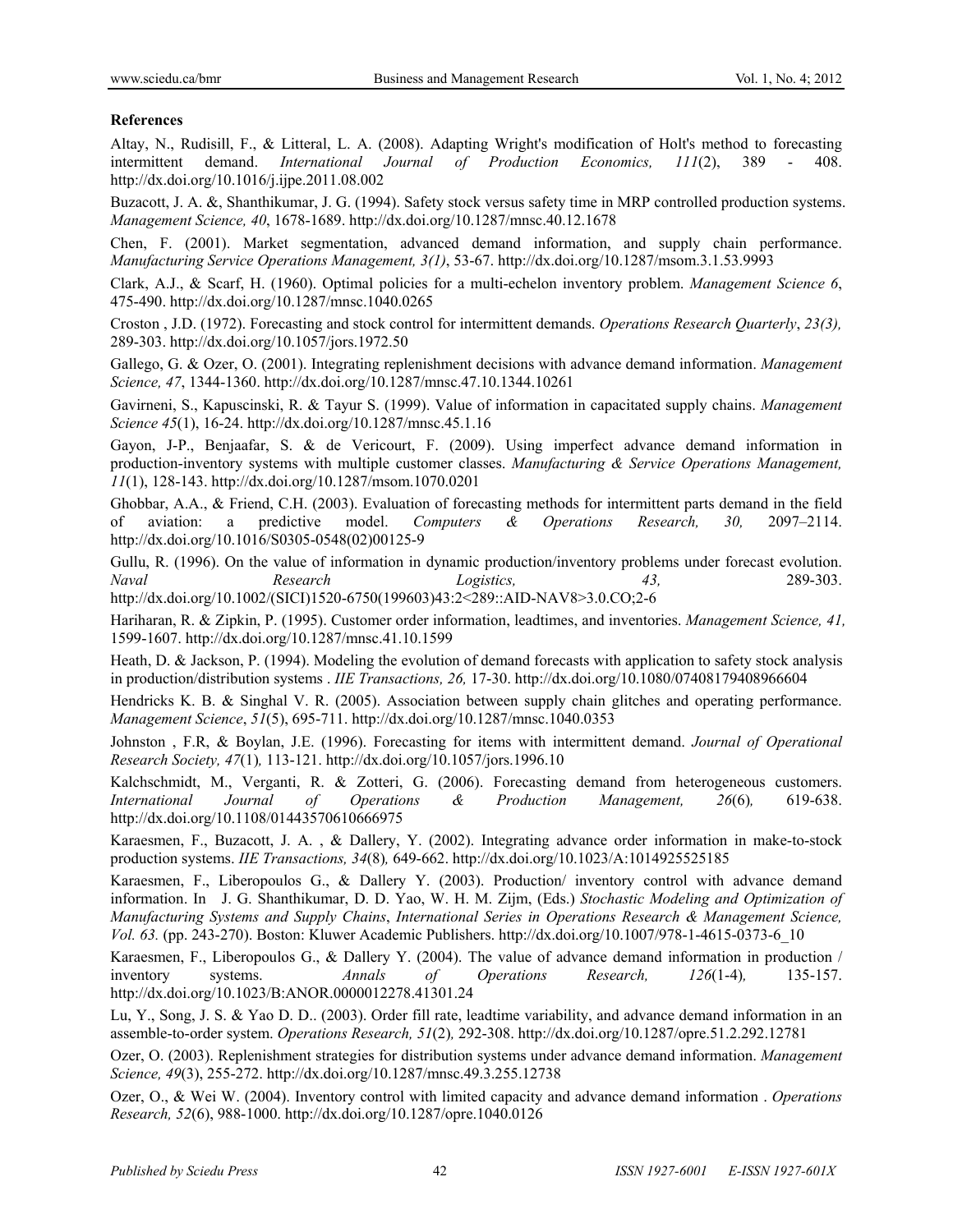**References**

Altay, N., Rudisill, F., & Litteral, L. A. (2008). Adapting Wright's modification of Holt's method to forecasting intermittent demand. *International Journal of Production Economics, 111*(2), 389 - 408. http://dx.doi.org/10.1016/j.ijpe.2011.08.002

Buzacott, J. A. &, Shanthikumar, J. G. (1994). Safety stock versus safety time in MRP controlled production systems. *Management Science, 40*, 1678-1689. http://dx.doi.org/10.1287/mnsc.40.12.1678

Chen, F. (2001). Market segmentation, advanced demand information, and supply chain performance. *Manufacturing Service Operations Management, 3(1)*, 53-67. http://dx.doi.org/10.1287/msom.3.1.53.9993

Clark, A.J., & Scarf, H. (1960). Optimal policies for a multi-echelon inventory problem. *Management Science 6*, 475-490. http://dx.doi.org/10.1287/mnsc.1040.0265

Croston , J.D. (1972). Forecasting and stock control for intermittent demands. *Operations Research Quarterly*, *23(3),* 289-303. http://dx.doi.org/10.1057/jors.1972.50

Gallego, G. & Ozer, O. (2001). Integrating replenishment decisions with advance demand information. *Management Science, 47*, 1344-1360. http://dx.doi.org/10.1287/mnsc.47.10.1344.10261

Gavirneni, S., Kapuscinski, R. & Tayur S. (1999). Value of information in capacitated supply chains. *Management Science 45*(1), 16-24. http://dx.doi.org/10.1287/mnsc.45.1.16

Gayon, J-P., Benjaafar, S. & de Vericourt, F. (2009). Using imperfect advance demand information in production-inventory systems with multiple customer classes. *Manufacturing & Service Operations Management, 11*(1), 128-143. http://dx.doi.org/10.1287/msom.1070.0201

Ghobbar, A.A., & Friend, C.H. (2003). Evaluation of forecasting methods for intermittent parts demand in the field of aviation: a predictive model. *Computers & Operations Research, 30,* 2097–2114. http://dx.doi.org/10.1016/S0305-0548(02)00125-9

Gullu, R. (1996). On the value of information in dynamic production/inventory problems under forecast evolution. *Naval Research Logistics, 43,* 289-303. http://dx.doi.org/10.1002/(SICI)1520-6750(199603)43:2<289::AID-NAV8>3.0.CO;2-6

Hariharan, R. & Zipkin, P. (1995). Customer order information, leadtimes, and inventories. *Management Science, 41,* 1599-1607. http://dx.doi.org/10.1287/mnsc.41.10.1599

Heath, D. & Jackson, P. (1994). Modeling the evolution of demand forecasts with application to safety stock analysis in production/distribution systems . *IIE Transactions, 26,* 17-30. http://dx.doi.org/10.1080/07408179408966604

Hendricks K. B. & Singhal V. R. (2005). Association between supply chain glitches and operating performance. *Management Science*, *51*(5), 695-711. http://dx.doi.org/10.1287/mnsc.1040.0353

Johnston , F.R, & Boylan, J.E. (1996). Forecasting for items with intermittent demand. *Journal of Operational Research Society, 47*(1)*,* 113-121. http://dx.doi.org/10.1057/jors.1996.10

Kalchschmidt, M., Verganti, R. & Zotteri, G. (2006). Forecasting demand from heterogeneous customers. *International Journal of Operations & Production Management, 26*(6)*,* 619-638. http://dx.doi.org/10.1108/01443570610666975

Karaesmen, F., Buzacott, J. A. , & Dallery, Y. (2002). Integrating advance order information in make-to-stock production systems. *IIE Transactions, 34*(8)*,* 649-662. http://dx.doi.org/10.1023/A:1014925525185

Karaesmen, F., Liberopoulos G., & Dallery Y. (2003). Production/ inventory control with advance demand information. In J. G. Shanthikumar, D. D. Yao, W. H. M. Zijm, (Eds.) *Stochastic Modeling and Optimization of Manufacturing Systems and Supply Chains*, *International Series in Operations Research & Management Science, Vol. 63.* (pp. 243-270). Boston: Kluwer Academic Publishers. http://dx.doi.org/10.1007/978-1-4615-0373-6_10

Karaesmen, F., Liberopoulos G., & Dallery Y. (2004). The value of advance demand information in production / inventory systems. *Annals of Operations Research, 126*(1-4)*,* 135-157. http://dx.doi.org/10.1023/B:ANOR.0000012278.41301.24

Lu, Y., Song, J. S. & Yao D. D.. (2003). Order fill rate, leadtime variability, and advance demand information in an assemble-to-order system. *Operations Research, 51*(2)*,* 292-308. http://dx.doi.org/10.1287/opre.51.2.292.12781

Ozer, O. (2003). Replenishment strategies for distribution systems under advance demand information. *Management Science, 49*(3), 255-272. http://dx.doi.org/10.1287/mnsc.49.3.255.12738

Ozer, O., & Wei W. (2004). Inventory control with limited capacity and advance demand information . *Operations Research, 52*(6), 988-1000. http://dx.doi.org/10.1287/opre.1040.0126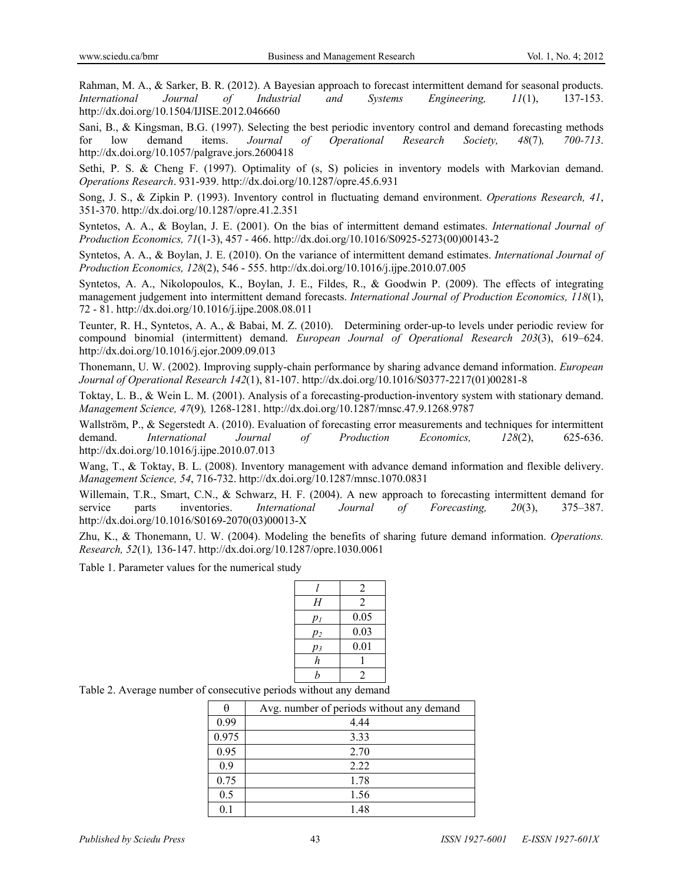Rahman, M. A., & Sarker, B. R. (2012). A Bayesian approach to forecast intermittent demand for seasonal products. *International Journal of Industrial and Systems Engineering, 11*(1), 137-153. http://dx.doi.org/10.1504/IJISE.2012.046660

Sani, B., & Kingsman, B.G. (1997). Selecting the best periodic inventory control and demand forecasting methods for low demand items. *Journal of Operational Research Society, 48*(7*), 700-713*. http://dx.doi.org/10.1057/palgrave.jors.2600418

Sethi, P. S. & Cheng F. (1997). Optimality of (s, S) policies in inventory models with Markovian demand. *Operations Research*. 931-939. http://dx.doi.org/10.1287/opre.45.6.931

Song, J. S., & Zipkin P. (1993). Inventory control in fluctuating demand environment. *Operations Research, 41*, 351-370. http://dx.doi.org/10.1287/opre.41.2.351

Syntetos, A. A., & Boylan, J. E. (2001). On the bias of intermittent demand estimates. *International Journal of Production Economics, 71*(1-3), 457 - 466. http://dx.doi.org/10.1016/S0925-5273(00)00143-2

Syntetos, A. A., & Boylan, J. E. (2010). On the variance of intermittent demand estimates. *International Journal of Production Economics, 128*(2), 546 - 555. http://dx.doi.org/10.1016/j.ijpe.2010.07.005

Syntetos, A. A., Nikolopoulos, K., Boylan, J. E., Fildes, R., & Goodwin P. (2009). The effects of integrating management judgement into intermittent demand forecasts. *International Journal of Production Economics, 118*(1), 72 - 81. http://dx.doi.org/10.1016/j.ijpe.2008.08.011

Teunter, R. H., Syntetos, A. A., & Babai, M. Z. (2010). Determining order-up-to levels under periodic review for compound binomial (intermittent) demand. *European Journal of Operational Research 203*(3), 619–624. http://dx.doi.org/10.1016/j.ejor.2009.09.013

Thonemann, U. W. (2002). Improving supply-chain performance by sharing advance demand information. *European Journal of Operational Research 142*(1), 81-107. http://dx.doi.org/10.1016/S0377-2217(01)00281-8

Toktay, L. B., & Wein L. M. (2001). Analysis of a forecasting-production-inventory system with stationary demand. *Management Science, 47*(9*),* 1268-1281. http://dx.doi.org/10.1287/mnsc.47.9.1268.9787

Wallström, P., & Segerstedt A. (2010). Evaluation of forecasting error measurements and techniques for intermittent demand. *International Journal of Production Economics, 128*(2), 625-636. http://dx.doi.org/10.1016/j.ijpe.2010.07.013

Wang, T., & Toktay, B. L. (2008). Inventory management with advance demand information and flexible delivery. *Management Science, 54*, 716-732. http://dx.doi.org/10.1287/mnsc.1070.0831

Willemain, T.R., Smart, C.N., & Schwarz, H. F. (2004). A new approach to forecasting intermittent demand for service parts inventories. *International Journal of Forecasting, 20*(3), 375–387. http://dx.doi.org/10.1016/S0169-2070(03)00013-X

Zhu, K., & Thonemann, U. W. (2004). Modeling the benefits of sharing future demand information. *Operations. Research, 52*(1*),* 136-147. http://dx.doi.org/10.1287/opre.1030.0061

Table 1. Parameter values for the numerical study

| | |
|---|---|
| $l$ | 2 |
| $H$ | 2 |
| $p_1$ | 0.05 |
| $p_2$ | 0.03 |
| $p_3$ | 0.01 |
| $h$ | 1 |
| $b$ | 2 |

Table 2. Average number of consecutive periods without any demand

| $\theta$ | Avg. number of periods without any demand |
|---|---|
| 0.99 | 4.44 |
| 0.975 | 3.33 |
| 0.95 | 2.70 |
| 0.9 | 2.22 |
| 0.75 | 1.78 |
| 0.5 | 1.56 |
| 0.1 | 1.48 |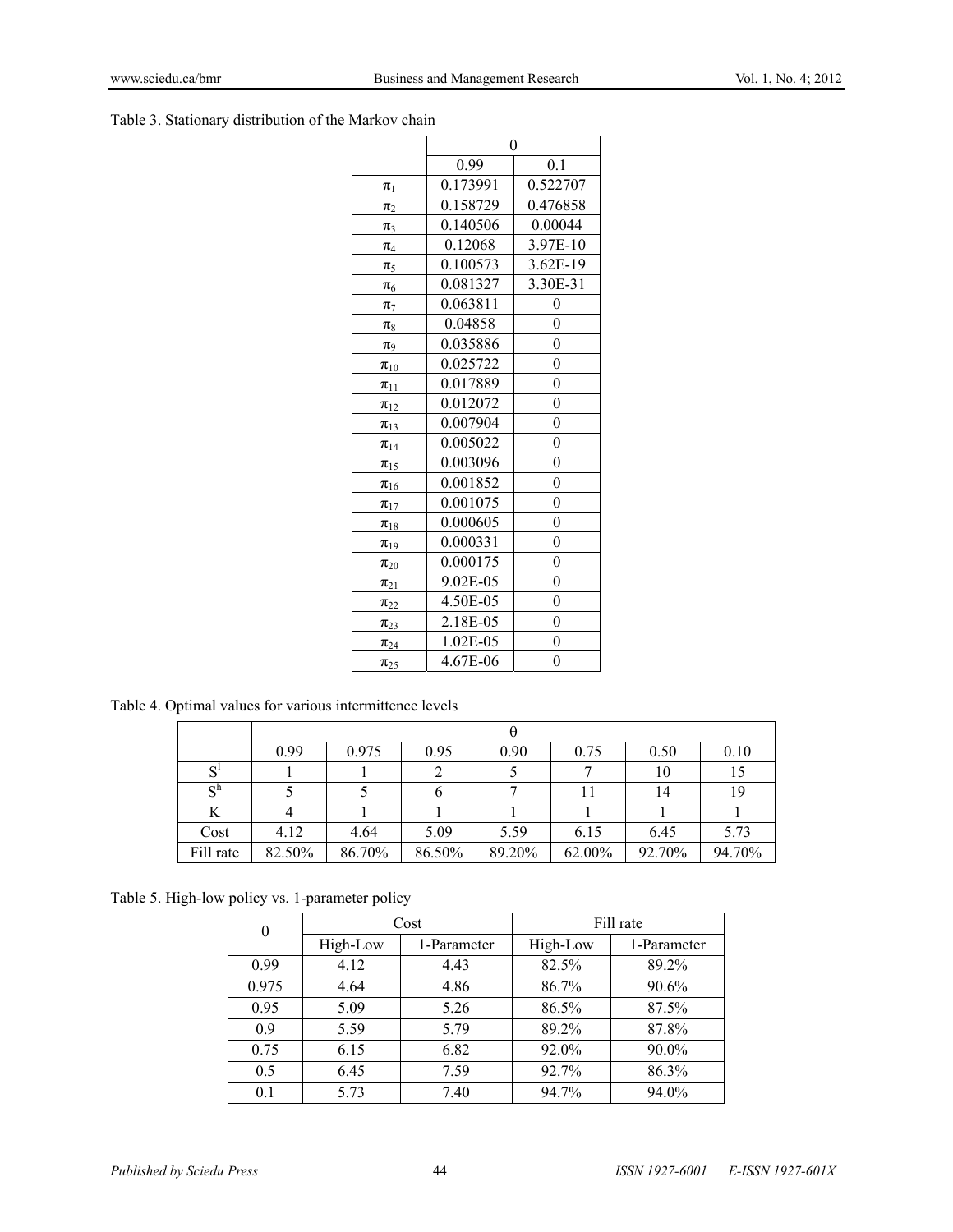Table 3. Stationary distribution of the Markov chain

| | $\theta$ | |
|---|---|---|
| | 0.99 | 0.1 |
| $\pi_1$ | 0.173991 | 0.522707 |
| $\pi_2$ | 0.158729 | 0.476858 |
| $\pi_3$ | 0.140506 | 0.00044 |
| $\pi_4$ | 0.12068 | 3.97E-10 |
| $\pi_5$ | 0.100573 | 3.62E-19 |
| $\pi_6$ | 0.081327 | 3.30E-31 |
| $\pi_7$ | 0.063811 | 0 |
| $\pi_8$ | 0.04858 | 0 |
| $\pi_9$ | 0.035886 | 0 |
| $\pi_{10}$ | 0.025722 | 0 |
| $\pi_{11}$ | 0.017889 | 0 |
| $\pi_{12}$ | 0.012072 | 0 |
| $\pi_{13}$ | 0.007904 | 0 |
| $\pi_{14}$ | 0.005022 | 0 |
| $\pi_{15}$ | 0.003096 | 0 |
| $\pi_{16}$ | 0.001852 | 0 |
| $\pi_{17}$ | 0.001075 | 0 |
| $\pi_{18}$ | 0.000605 | 0 |
| $\pi_{19}$ | 0.000331 | 0 |
| $\pi_{20}$ | 0.000175 | 0 |
| $\pi_{21}$ | 9.02E-05 | 0 |
| $\pi_{22}$ | 4.50E-05 | 0 |
| $\pi_{23}$ | 2.18E-05 | 0 |
| $\pi_{24}$ | 1.02E-05 | 0 |
| $\pi_{25}$ | 4.67E-06 | 0 |

Table 4. Optimal values for various intermittence levels

| | $\theta$ | | | | | | |
|---|---|---|---|---|---|---|---|
| | 0.99 | 0.975 | 0.95 | 0.90 | 0.75 | 0.50 | 0.10 |
| $S^l$ | 1 | 1 | 2 | 5 | 7 | 10 | 15 |
| $S^h$ | 5 | 5 | 6 | 7 | 11 | 14 | 19 |
| K | 4 | 1 | 1 | 1 | 1 | 1 | 1 |
| Cost | 4.12 | 4.64 | 5.09 | 5.59 | 6.15 | 6.45 | 5.73 |
| Fill rate | 82.50% | 86.70% | 86.50% | 89.20% | 62.00% | 92.70% | 94.70% |

Table 5. High-low policy vs. 1-parameter policy

| $\theta$ | Cost | | Fill rate | |
|---|---|---|---|---|
| | High-Low | 1-Parameter | High-Low | 1-Parameter |
| 0.99 | 4.12 | 4.43 | 82.5% | 89.2% |
| 0.975 | 4.64 | 4.86 | 86.7% | 90.6% |
| 0.95 | 5.09 | 5.26 | 86.5% | 87.5% |
| 0.9 | 5.59 | 5.79 | 89.2% | 87.8% |
| 0.75 | 6.15 | 6.82 | 92.0% | 90.0% |
| 0.5 | 6.45 | 7.59 | 92.7% | 86.3% |
| 0.1 | 5.73 | 7.40 | 94.7% | 94.0% |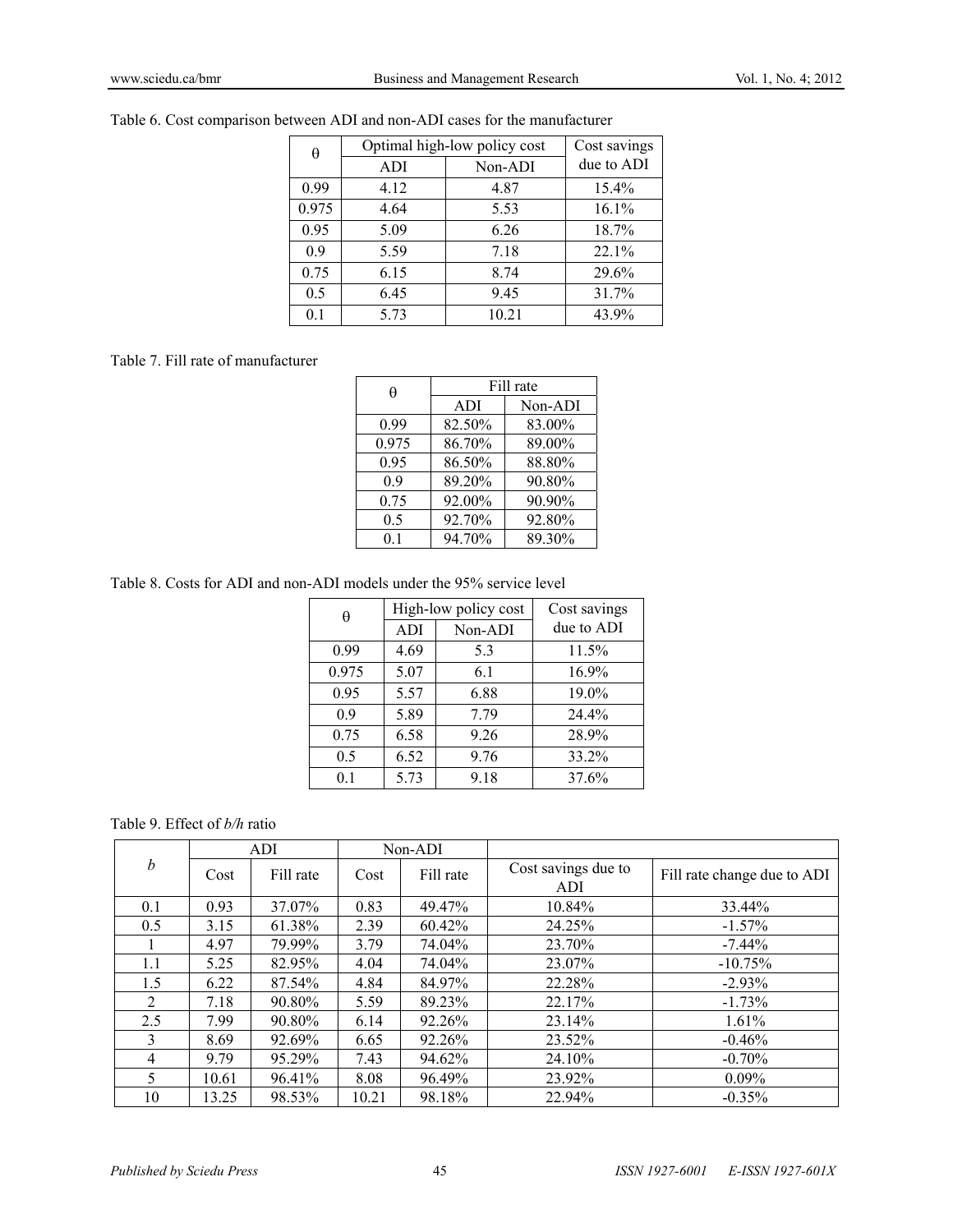Table 6. Cost comparison between ADI and non-ADI cases for the manufacturer

| θ | Optimal high-low policy cost | | Cost savings due to ADI |
|---|---|---|---|
| | ADI | Non-ADI | |
| 0.99 | 4.12 | 4.87 | 15.4% |
| 0.975 | 4.64 | 5.53 | 16.1% |
| 0.95 | 5.09 | 6.26 | 18.7% |
| 0.9 | 5.59 | 7.18 | 22.1% |
| 0.75 | 6.15 | 8.74 | 29.6% |
| 0.5 | 6.45 | 9.45 | 31.7% |
| 0.1 | 5.73 | 10.21 | 43.9% |

Table 7. Fill rate of manufacturer

| θ | Fill rate | |
|---|---|---|
| | ADI | Non-ADI |
| 0.99 | 82.50% | 83.00% |
| 0.975 | 86.70% | 89.00% |
| 0.95 | 86.50% | 88.80% |
| 0.9 | 89.20% | 90.80% |
| 0.75 | 92.00% | 90.90% |
| 0.5 | 92.70% | 92.80% |
| 0.1 | 94.70% | 89.30% |

Table 8. Costs for ADI and non-ADI models under the 95% service level

| θ | High-low policy cost | | Cost savings due to ADI |
|---|---|---|---|
| | ADI | Non-ADI | |
| 0.99 | 4.69 | 5.3 | 11.5% |
| 0.975 | 5.07 | 6.1 | 16.9% |
| 0.95 | 5.57 | 6.88 | 19.0% |
| 0.9 | 5.89 | 7.79 | 24.4% |
| 0.75 | 6.58 | 9.26 | 28.9% |
| 0.5 | 6.52 | 9.76 | 33.2% |
| 0.1 | 5.73 | 9.18 | 37.6% |

Table 9. Effect of *b/h* ratio

| *b* | ADI | | Non-ADI | | | |
|---|---|---|---|---|---|---|
| | Cost | Fill rate | Cost | Fill rate | Cost savings due to ADI | Fill rate change due to ADI |
| 0.1 | 0.93 | 37.07% | 0.83 | 49.47% | 10.84% | 33.44% |
| 0.5 | 3.15 | 61.38% | 2.39 | 60.42% | 24.25% | -1.57% |
| 1 | 4.97 | 79.99% | 3.79 | 74.04% | 23.70% | -7.44% |
| 1.1 | 5.25 | 82.95% | 4.04 | 74.04% | 23.07% | -10.75% |
| 1.5 | 6.22 | 87.54% | 4.84 | 84.97% | 22.28% | -2.93% |
| 2 | 7.18 | 90.80% | 5.59 | 89.23% | 22.17% | -1.73% |
| 2.5 | 7.99 | 90.80% | 6.14 | 92.26% | 23.14% | 1.61% |
| 3 | 8.69 | 92.69% | 6.65 | 92.26% | 23.52% | -0.46% |
| 4 | 9.79 | 95.29% | 7.43 | 94.62% | 24.10% | -0.70% |
| 5 | 10.61 | 96.41% | 8.08 | 96.49% | 23.92% | 0.09% |
| 10 | 13.25 | 98.53% | 10.21 | 98.18% | 22.94% | -0.35% |